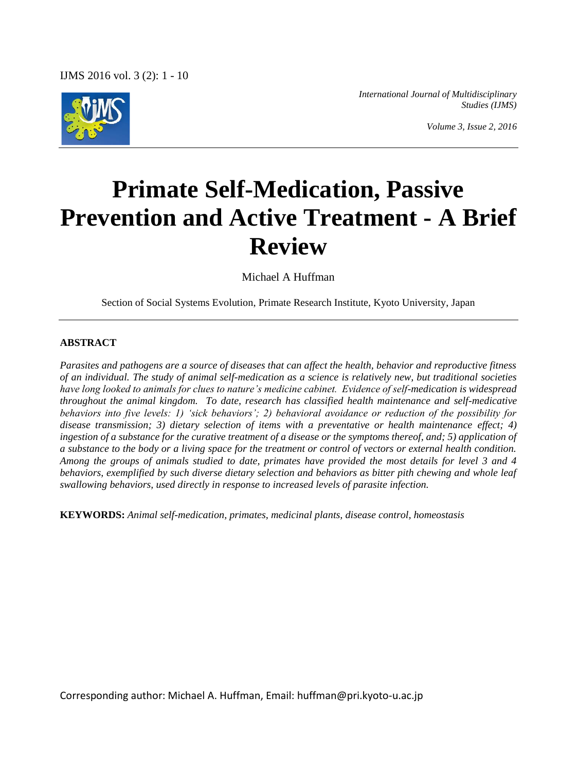# Primate Self-Medication, Passive Prevention and Active Treatment - A Brief Review

Michael A Huffman

Section of Social Systems Evolution, Primate Research Institute, Kyoto University, Japan

---

**ABSTRACT**

*Parasites and pathogens are a source of diseases that can affect the health, behavior and reproductive fitness of an individual. The study of animal self-medication as a science is relatively new, but traditional societies have long looked to animals for clues to nature's medicine cabinet. Evidence of self-medication is widespread throughout the animal kingdom. To date, research has classified health maintenance and self-medicative behaviors into five levels: 1) 'sick behaviors'; 2) behavioral avoidance or reduction of the possibility for disease transmission; 3) dietary selection of items with a preventative or health maintenance effect; 4) ingestion of a substance for the curative treatment of a disease or the symptoms thereof, and; 5) application of a substance to the body or a living space for the treatment or control of vectors or external health condition. Among the groups of animals studied to date, primates have provided the most details for level 3 and 4 behaviors, exemplified by such diverse dietary selection and behaviors as bitter pith chewing and whole leaf swallowing behaviors, used directly in response to increased levels of parasite infection.*

**KEYWORDS:** *Animal self-medication, primates, medicinal plants, disease control, homeostasis*

Corresponding author: Michael A. Huffman, Email: huffman@pri.kyoto-u.ac.jp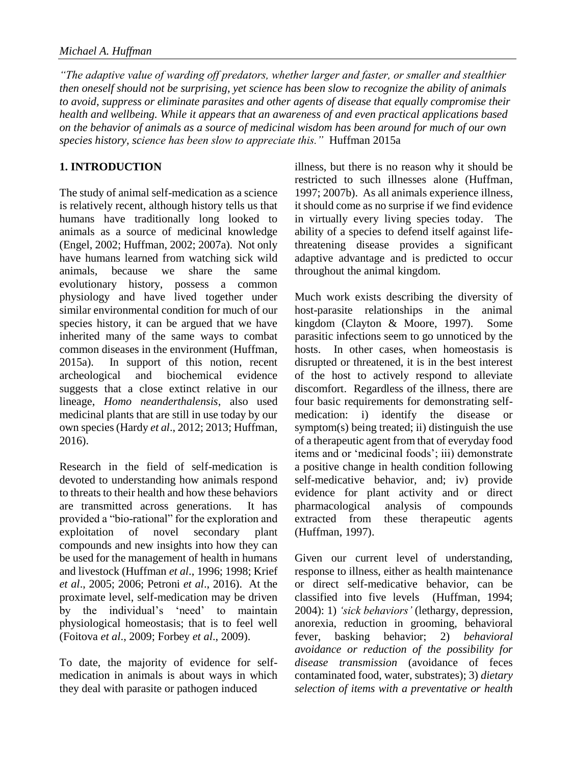*"The adaptive value of warding off predators, whether larger and faster, or smaller and stealthier then oneself should not be surprising, yet science has been slow to recognize the ability of animals to avoid, suppress or eliminate parasites and other agents of disease that equally compromise their health and wellbeing. While it appears that an awareness of and even practical applications based on the behavior of animals as a source of medicinal wisdom has been around for much of our own species history, science has been slow to appreciate this."* Huffman 2015a

## 1. INTRODUCTION

The study of animal self-medication as a science is relatively recent, although history tells us that humans have traditionally long looked to animals as a source of medicinal knowledge (Engel, 2002; Huffman, 2002; 2007a). Not only have humans learned from watching sick wild animals, because we share the same evolutionary history, possess a common physiology and have lived together under similar environmental condition for much of our species history, it can be argued that we have inherited many of the same ways to combat common diseases in the environment (Huffman, 2015a). In support of this notion, recent archeological and biochemical evidence suggests that a close extinct relative in our lineage, *Homo neanderthalensis*, also used medicinal plants that are still in use today by our own species (Hardy *et al*., 2012; 2013; Huffman, 2016).

Research in the field of self-medication is devoted to understanding how animals respond to threats to their health and how these behaviors are transmitted across generations. It has provided a "bio-rational" for the exploration and exploitation of novel secondary plant compounds and new insights into how they can be used for the management of health in humans and livestock (Huffman *et al*., 1996; 1998; Krief *et al*., 2005; 2006; Petroni *et al*., 2016). At the proximate level, self-medication may be driven by the individual's 'need' to maintain physiological homeostasis; that is to feel well (Foitova *et al*., 2009; Forbey *et al*., 2009).

To date, the majority of evidence for self-medication in animals is about ways in which they deal with parasite or pathogen induced illness, but there is no reason why it should be restricted to such illnesses alone (Huffman, 1997; 2007b). As all animals experience illness, it should come as no surprise if we find evidence in virtually every living species today. The ability of a species to defend itself against life-threatening disease provides a significant adaptive advantage and is predicted to occur throughout the animal kingdom.

Much work exists describing the diversity of host-parasite relationships in the animal kingdom (Clayton & Moore, 1997). Some parasitic infections seem to go unnoticed by the hosts. In other cases, when homeostasis is disrupted or threatened, it is in the best interest of the host to actively respond to alleviate discomfort. Regardless of the illness, there are four basic requirements for demonstrating self-medication: i) identify the disease or symptom(s) being treated; ii) distinguish the use of a therapeutic agent from that of everyday food items and or 'medicinal foods'; iii) demonstrate a positive change in health condition following self-medicative behavior, and; iv) provide evidence for plant activity and or direct pharmacological analysis of compounds extracted from these therapeutic agents (Huffman, 1997).

Given our current level of understanding, response to illness, either as health maintenance or direct self-medicative behavior, can be classified into five levels (Huffman, 1994; 2004): 1) *'sick behaviors'* (lethargy, depression, anorexia, reduction in grooming, behavioral fever, basking behavior; 2) *behavioral avoidance or reduction of the possibility for disease transmission* (avoidance of feces contaminated food, water, substrates); 3) *dietary selection of items with a preventative or health*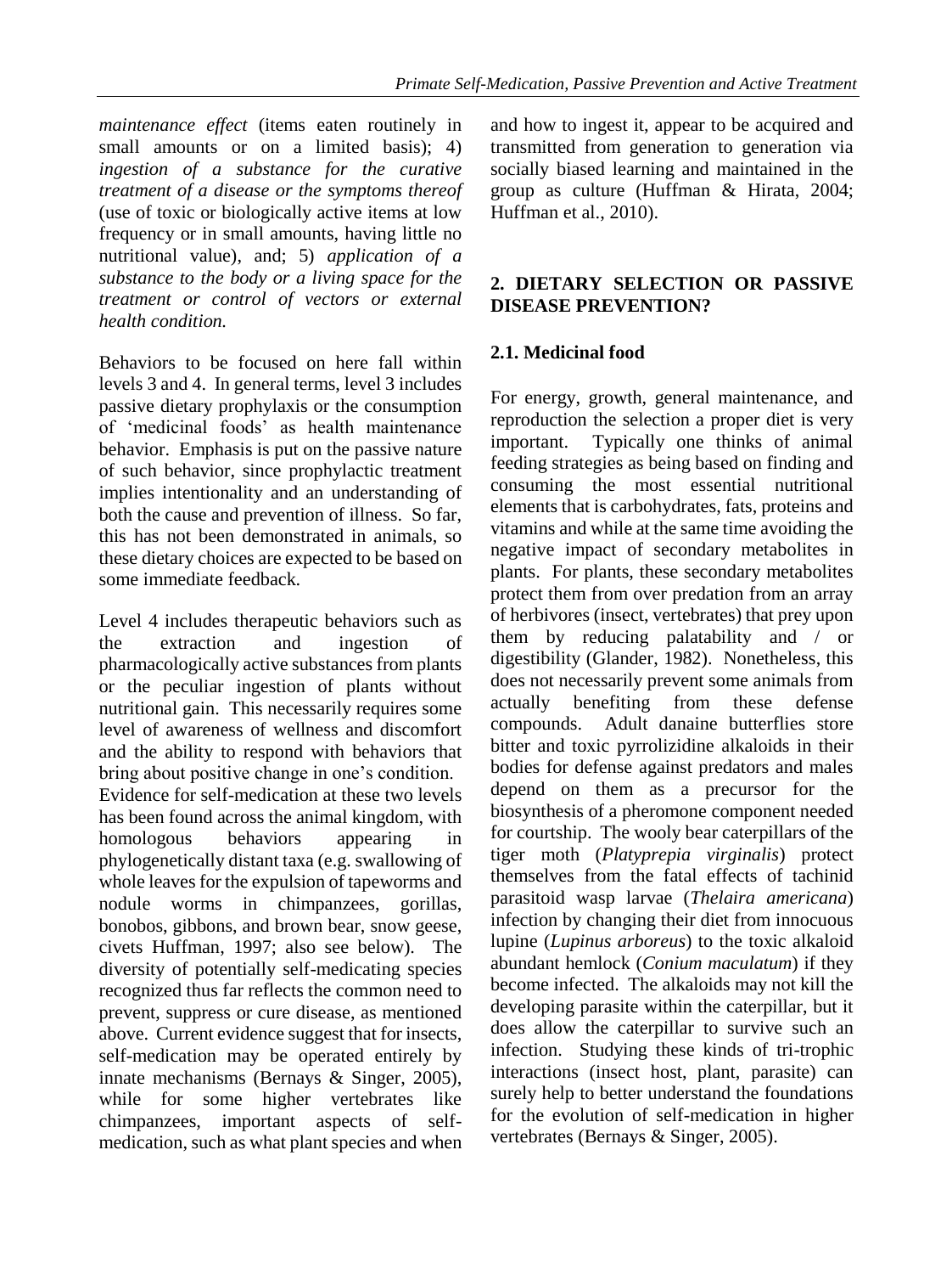*maintenance effect* (items eaten routinely in small amounts or on a limited basis); 4) *ingestion of a substance for the curative treatment of a disease or the symptoms thereof* (use of toxic or biologically active items at low frequency or in small amounts, having little no nutritional value), and; 5) *application of a substance to the body or a living space for the treatment or control of vectors or external health condition.*

Behaviors to be focused on here fall within levels 3 and 4. In general terms, level 3 includes passive dietary prophylaxis or the consumption of 'medicinal foods' as health maintenance behavior. Emphasis is put on the passive nature of such behavior, since prophylactic treatment implies intentionality and an understanding of both the cause and prevention of illness. So far, this has not been demonstrated in animals, so these dietary choices are expected to be based on some immediate feedback.

Level 4 includes therapeutic behaviors such as the extraction and ingestion of pharmacologically active substances from plants or the peculiar ingestion of plants without nutritional gain. This necessarily requires some level of awareness of wellness and discomfort and the ability to respond with behaviors that bring about positive change in one's condition.

Evidence for self-medication at these two levels has been found across the animal kingdom, with homologous behaviors appearing in phylogenetically distant taxa (e.g. swallowing of whole leaves for the expulsion of tapeworms and nodule worms in chimpanzees, gorillas, bonobos, gibbons, and brown bear, snow geese, civets Huffman, 1997; also see below). The diversity of potentially self-medicating species recognized thus far reflects the common need to prevent, suppress or cure disease, as mentioned above. Current evidence suggest that for insects, self-medication may be operated entirely by innate mechanisms (Bernays & Singer, 2005), while for some higher vertebrates like chimpanzees, important aspects of self-medication, such as what plant species and when and how to ingest it, appear to be acquired and transmitted from generation to generation via socially biased learning and maintained in the group as culture (Huffman & Hirata, 2004; Huffman et al., 2010).

## 2. DIETARY SELECTION OR PASSIVE DISEASE PREVENTION?

### 2.1. Medicinal food

For energy, growth, general maintenance, and reproduction the selection a proper diet is very important. Typically one thinks of animal feeding strategies as being based on finding and consuming the most essential nutritional elements that is carbohydrates, fats, proteins and vitamins and while at the same time avoiding the negative impact of secondary metabolites in plants. For plants, these secondary metabolites protect them from over predation from an array of herbivores (insect, vertebrates) that prey upon them by reducing palatability and / or digestibility (Glander, 1982). Nonetheless, this does not necessarily prevent some animals from actually benefiting from these defense compounds. Adult danaine butterflies store bitter and toxic pyrrolizidine alkaloids in their bodies for defense against predators and males depend on them as a precursor for the biosynthesis of a pheromone component needed for courtship. The wooly bear caterpillars of the tiger moth (*Platyprepia virginalis*) protect themselves from the fatal effects of tachinid parasitoid wasp larvae (*Thelaira americana*) infection by changing their diet from innocuous lupine (*Lupinus arboreus*) to the toxic alkaloid abundant hemlock (*Conium maculatum*) if they become infected. The alkaloids may not kill the developing parasite within the caterpillar, but it does allow the caterpillar to survive such an infection. Studying these kinds of tri-trophic interactions (insect host, plant, parasite) can surely help to better understand the foundations for the evolution of self-medication in higher vertebrates (Bernays & Singer, 2005).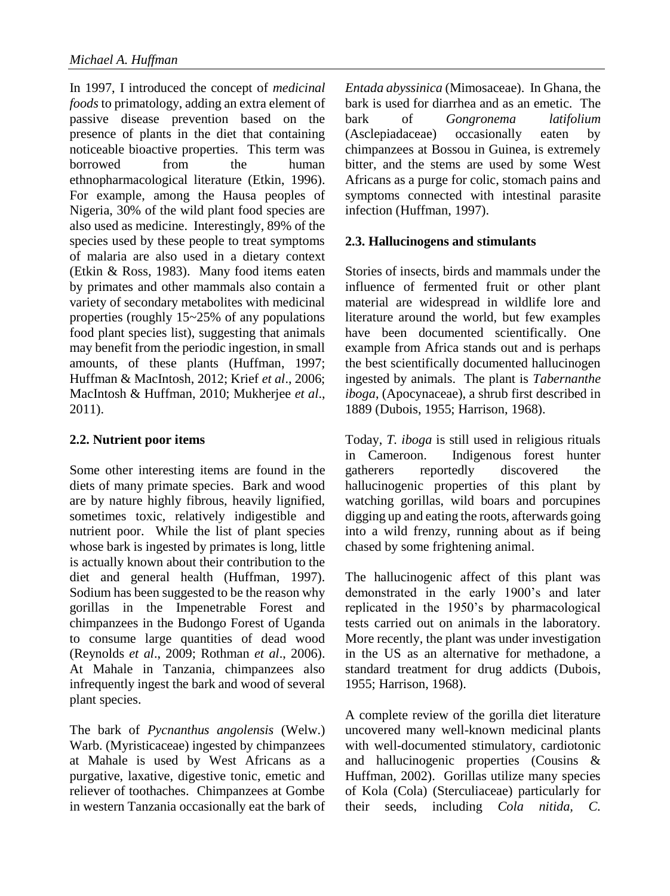In 1997, I introduced the concept of *medicinal foods* to primatology, adding an extra element of passive disease prevention based on the presence of plants in the diet that containing noticeable bioactive properties. This term was borrowed from the human ethnopharmacological literature (Etkin, 1996). For example, among the Hausa peoples of Nigeria, 30% of the wild plant food species are also used as medicine. Interestingly, 89% of the species used by these people to treat symptoms of malaria are also used in a dietary context (Etkin & Ross, 1983). Many food items eaten by primates and other mammals also contain a variety of secondary metabolites with medicinal properties (roughly 15~25% of any populations food plant species list), suggesting that animals may benefit from the periodic ingestion, in small amounts, of these plants (Huffman, 1997; Huffman & MacIntosh, 2012; Krief *et al*., 2006; MacIntosh & Huffman, 2010; Mukherjee *et al*., 2011).

### 2.2. Nutrient poor items

Some other interesting items are found in the diets of many primate species. Bark and wood are by nature highly fibrous, heavily lignified, sometimes toxic, relatively indigestible and nutrient poor. While the list of plant species whose bark is ingested by primates is long, little is actually known about their contribution to the diet and general health (Huffman, 1997). Sodium has been suggested to be the reason why gorillas in the Impenetrable Forest and chimpanzees in the Budongo Forest of Uganda to consume large quantities of dead wood (Reynolds *et al*., 2009; Rothman *et al*., 2006). At Mahale in Tanzania, chimpanzees also infrequently ingest the bark and wood of several plant species.

The bark of *Pycnanthus angolensis* (Welw.) Warb. (Myristicaceae) ingested by chimpanzees at Mahale is used by West Africans as a purgative, laxative, digestive tonic, emetic and reliever of toothaches. Chimpanzees at Gombe in western Tanzania occasionally eat the bark of *Entada abyssinica* (Mimosaceae). In Ghana, the bark is used for diarrhea and as an emetic. The bark of *Gongronema latifolium* (Asclepiadaceae) occasionally eaten by chimpanzees at Bossou in Guinea, is extremely bitter, and the stems are used by some West Africans as a purge for colic, stomach pains and symptoms connected with intestinal parasite infection (Huffman, 1997).

### 2.3. Hallucinogens and stimulants

Stories of insects, birds and mammals under the influence of fermented fruit or other plant material are widespread in wildlife lore and literature around the world, but few examples have been documented scientifically. One example from Africa stands out and is perhaps the best scientifically documented hallucinogen ingested by animals. The plant is *Tabernanthe iboga*, (Apocynaceae), a shrub first described in 1889 (Dubois, 1955; Harrison, 1968).

Today, *T. iboga* is still used in religious rituals in Cameroon. Indigenous forest hunter gatherers reportedly discovered the hallucinogenic properties of this plant by watching gorillas, wild boars and porcupines digging up and eating the roots, afterwards going into a wild frenzy, running about as if being chased by some frightening animal.

The hallucinogenic affect of this plant was demonstrated in the early 1900's and later replicated in the 1950's by pharmacological tests carried out on animals in the laboratory. More recently, the plant was under investigation in the US as an alternative for methadone, a standard treatment for drug addicts (Dubois, 1955; Harrison, 1968).

A complete review of the gorilla diet literature uncovered many well-known medicinal plants with well-documented stimulatory, cardiotonic and hallucinogenic properties (Cousins & Huffman, 2002). Gorillas utilize many species of Kola (Cola) (Sterculiaceae) particularly for their seeds, including *Cola nitida*, *C.*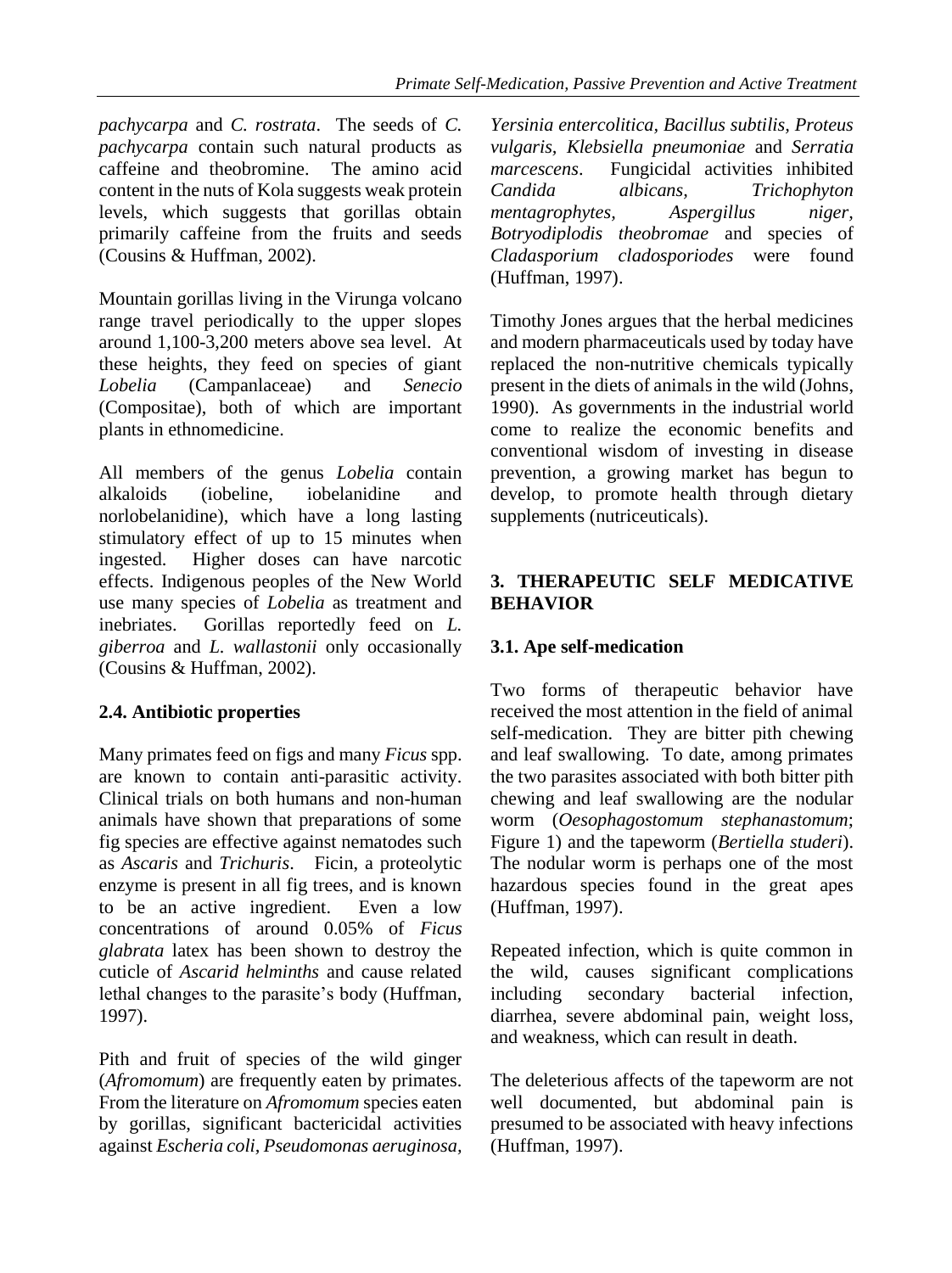*pachycarpa* and *C. rostrata*. The seeds of *C. pachycarpa* contain such natural products as caffeine and theobromine. The amino acid content in the nuts of Kola suggests weak protein levels, which suggests that gorillas obtain primarily caffeine from the fruits and seeds (Cousins & Huffman, 2002).

Mountain gorillas living in the Virunga volcano range travel periodically to the upper slopes around 1,100-3,200 meters above sea level. At these heights, they feed on species of giant *Lobelia* (Campanlaceae) and *Senecio* (Compositae), both of which are important plants in ethnomedicine.

All members of the genus *Lobelia* contain alkaloids (iobeline, iobelanidine and norlobelanidine), which have a long lasting stimulatory effect of up to 15 minutes when ingested. Higher doses can have narcotic effects. Indigenous peoples of the New World use many species of *Lobelia* as treatment and inebriates. Gorillas reportedly feed on *L. giberroa* and *L. wallastonii* only occasionally (Cousins & Huffman, 2002).

### 2.4. Antibiotic properties

Many primates feed on figs and many *Ficus* spp. are known to contain anti-parasitic activity. Clinical trials on both humans and non-human animals have shown that preparations of some fig species are effective against nematodes such as *Ascaris* and *Trichuris*. Ficin, a proteolytic enzyme is present in all fig trees, and is known to be an active ingredient. Even a low concentrations of around 0.05% of *Ficus glabrata* latex has been shown to destroy the cuticle of *Ascarid helminths* and cause related lethal changes to the parasite's body (Huffman, 1997).

Pith and fruit of species of the wild ginger (*Afromomum*) are frequently eaten by primates. From the literature on *Afromomum* species eaten by gorillas, significant bactericidal activities against *Escheria coli, Pseudomonas aeruginosa, Yersinia entercolitica, Bacillus subtilis, Proteus vulgaris, Klebsiella pneumoniae* and *Serratia marcescens*. Fungicidal activities inhibited *Candida albicans, Trichophyton mentagrophytes, Aspergillus niger, Botryodiplodis theobromae* and species of *Cladasporium cladosporiodes* were found (Huffman, 1997).

Timothy Jones argues that the herbal medicines and modern pharmaceuticals used by today have replaced the non-nutritive chemicals typically present in the diets of animals in the wild (Johns, 1990). As governments in the industrial world come to realize the economic benefits and conventional wisdom of investing in disease prevention, a growing market has begun to develop, to promote health through dietary supplements (nutriceuticals).

## 3. THERAPEUTIC SELF MEDICATIVE BEHAVIOR

### 3.1. Ape self-medication

Two forms of therapeutic behavior have received the most attention in the field of animal self-medication. They are bitter pith chewing and leaf swallowing. To date, among primates the two parasites associated with both bitter pith chewing and leaf swallowing are the nodular worm (*Oesophagostomum stephanastomum*; Figure 1) and the tapeworm (*Bertiella studeri*). The nodular worm is perhaps one of the most hazardous species found in the great apes (Huffman, 1997).

Repeated infection, which is quite common in the wild, causes significant complications including secondary bacterial infection, diarrhea, severe abdominal pain, weight loss, and weakness, which can result in death.

The deleterious affects of the tapeworm are not well documented, but abdominal pain is presumed to be associated with heavy infections (Huffman, 1997).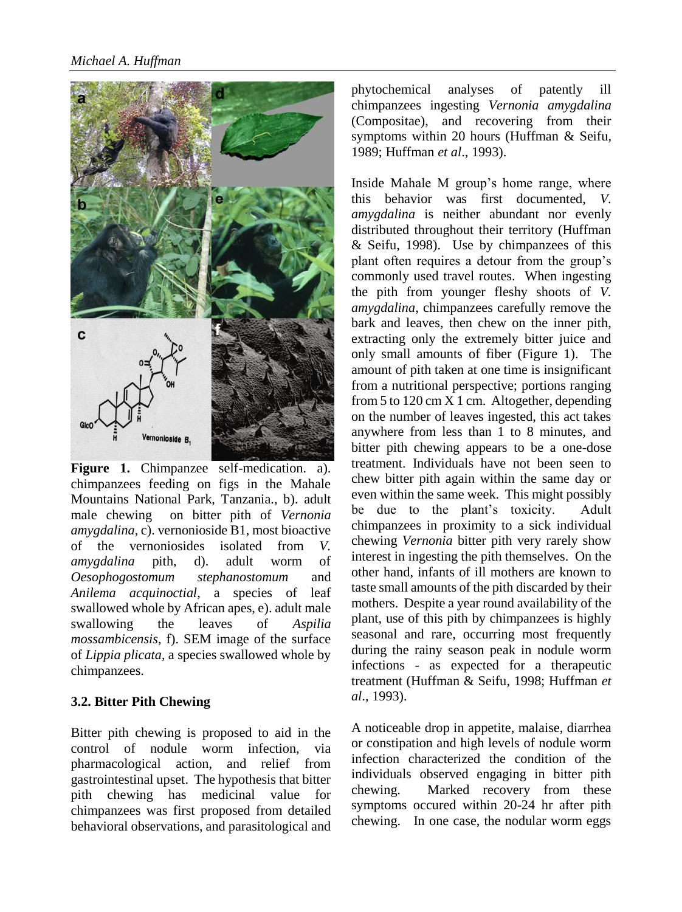**Figure 1.** Chimpanzee self-medication. a). chimpanzees feeding on figs in the Mahale Mountains National Park, Tanzania., b). adult male chewing on bitter pith of *Vernonia amygdalina*, c). vernonioside B1, most bioactive of the vernoniosides isolated from *V. amygdalina* pith, d). adult worm of *Oesophogostomum stephanostomum* and *Anilema acquinoctial*, a species of leaf swallowed whole by African apes, e). adult male swallowing the leaves of *Aspilia mossambicensis*, f). SEM image of the surface of *Lippia plicata*, a species swallowed whole by chimpanzees.

### 3.2. Bitter Pith Chewing

Bitter pith chewing is proposed to aid in the control of nodule worm infection, via pharmacological action, and relief from gastrointestinal upset. The hypothesis that bitter pith chewing has medicinal value for chimpanzees was first proposed from detailed behavioral observations, and parasitological and phytochemical analyses of patently ill chimpanzees ingesting *Vernonia amygdalina* (Compositae), and recovering from their symptoms within 20 hours (Huffman & Seifu, 1989; Huffman *et al*., 1993).

Inside Mahale M group's home range, where this behavior was first documented, *V. amygdalina* is neither abundant nor evenly distributed throughout their territory (Huffman & Seifu, 1998). Use by chimpanzees of this plant often requires a detour from the group's commonly used travel routes. When ingesting the pith from younger fleshy shoots of *V. amygdalina*, chimpanzees carefully remove the bark and leaves, then chew on the inner pith, extracting only the extremely bitter juice and only small amounts of fiber (Figure 1). The amount of pith taken at one time is insignificant from a nutritional perspective; portions ranging from 5 to 120 cm X 1 cm. Altogether, depending on the number of leaves ingested, this act takes anywhere from less than 1 to 8 minutes, and bitter pith chewing appears to be a one-dose treatment. Individuals have not been seen to chew bitter pith again within the same day or even within the same week. This might possibly be due to the plant's toxicity. Adult chimpanzees in proximity to a sick individual chewing *Vernonia* bitter pith very rarely show interest in ingesting the pith themselves. On the other hand, infants of ill mothers are known to taste small amounts of the pith discarded by their mothers. Despite a year round availability of the plant, use of this pith by chimpanzees is highly seasonal and rare, occurring most frequently during the rainy season peak in nodule worm infections - as expected for a therapeutic treatment (Huffman & Seifu, 1998; Huffman *et al*., 1993).

A noticeable drop in appetite, malaise, diarrhea or constipation and high levels of nodule worm infection characterized the condition of the individuals observed engaging in bitter pith chewing. Marked recovery from these symptoms occured within 20-24 hr after pith chewing. In one case, the nodular worm eggs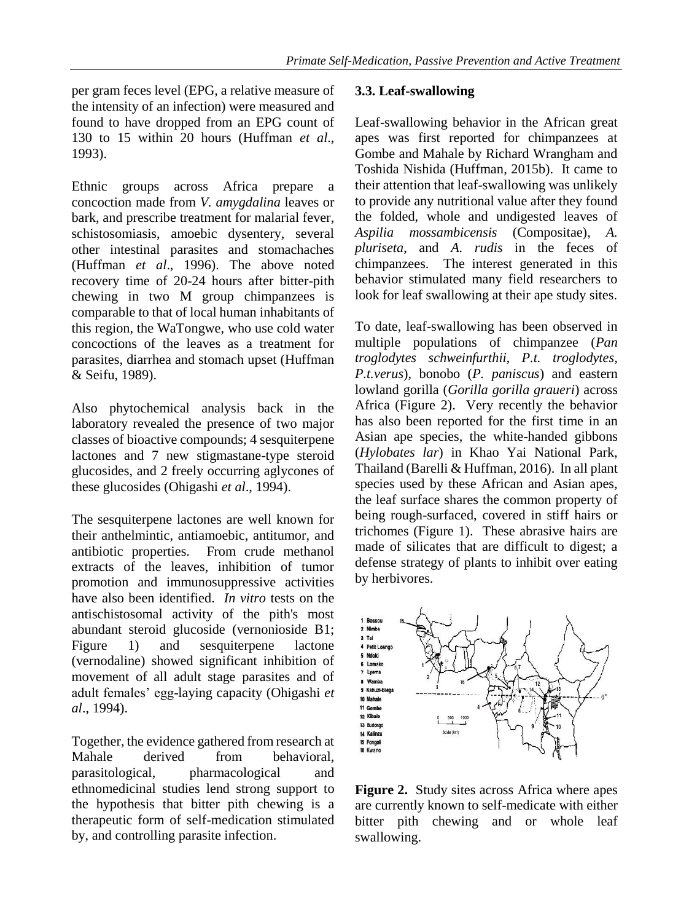per gram feces level (EPG, a relative measure of the intensity of an infection) were measured and found to have dropped from an EPG count of 130 to 15 within 20 hours (Huffman *et al*., 1993).

Ethnic groups across Africa prepare a concoction made from *V. amygdalina* leaves or bark, and prescribe treatment for malarial fever, schistosomiasis, amoebic dysentery, several other intestinal parasites and stomachaches (Huffman *et al*., 1996). The above noted recovery time of 20-24 hours after bitter-pith chewing in two M group chimpanzees is comparable to that of local human inhabitants of this region, the WaTongwe, who use cold water concoctions of the leaves as a treatment for parasites, diarrhea and stomach upset (Huffman & Seifu, 1989).

Also phytochemical analysis back in the laboratory revealed the presence of two major classes of bioactive compounds; 4 sesquiterpene lactones and 7 new stigmastane-type steroid glucosides, and 2 freely occurring aglycones of these glucosides (Ohigashi *et al*., 1994).

The sesquiterpene lactones are well known for their anthelmintic, antiamoebic, antitumor, and antibiotic properties. From crude methanol extracts of the leaves, inhibition of tumor promotion and immunosuppressive activities have also been identified. *In vitro* tests on the antischistosomal activity of the pith's most abundant steroid glucoside (vernonioside B1; Figure 1) and sesquiterpene lactone (vernodaline) showed significant inhibition of movement of all adult stage parasites and of adult females' egg-laying capacity (Ohigashi *et al*., 1994).

Together, the evidence gathered from research at Mahale derived from behavioral, parasitological, pharmacological and ethnomedicinal studies lend strong support to the hypothesis that bitter pith chewing is a therapeutic form of self-medication stimulated by, and controlling parasite infection.

### 3.3. Leaf-swallowing

Leaf-swallowing behavior in the African great apes was first reported for chimpanzees at Gombe and Mahale by Richard Wrangham and Toshida Nishida (Huffman, 2015b). It came to their attention that leaf-swallowing was unlikely to provide any nutritional value after they found the folded, whole and undigested leaves of *Aspilia mossambicensis* (Compositae), *A. pluriseta*, and *A. rudis* in the feces of chimpanzees. The interest generated in this behavior stimulated many field researchers to look for leaf swallowing at their ape study sites.

To date, leaf-swallowing has been observed in multiple populations of chimpanzee (*Pan troglodytes schweinfurthii*, *P.t. troglodytes*, *P.t.verus*), bonobo (*P. paniscus*) and eastern lowland gorilla (*Gorilla gorilla graueri*) across Africa (Figure 2). Very recently the behavior has also been reported for the first time in an Asian ape species, the white-handed gibbons (*Hylobates lar*) in Khao Yai National Park, Thailand (Barelli & Huffman, 2016). In all plant species used by these African and Asian apes, the leaf surface shares the common property of being rough-surfaced, covered in stiff hairs or trichomes (Figure 1). These abrasive hairs are made of silicates that are difficult to digest; a defense strategy of plants to inhibit over eating by herbivores.

1 Bossou
2 Nimba
3 Tai
4 Petit Loango
5 Ndoki
6 Lomako
7 Lyema
8 Wamba
9 Kahuzi-Biega
10 Mahale
11 Gombe
12 Kibale
13 Budongo
14 Kalinzu
15 Fongoli
16 Kwano

**Figure 2.** Study sites across Africa where apes are currently known to self-medicate with either bitter pith chewing and or whole leaf swallowing.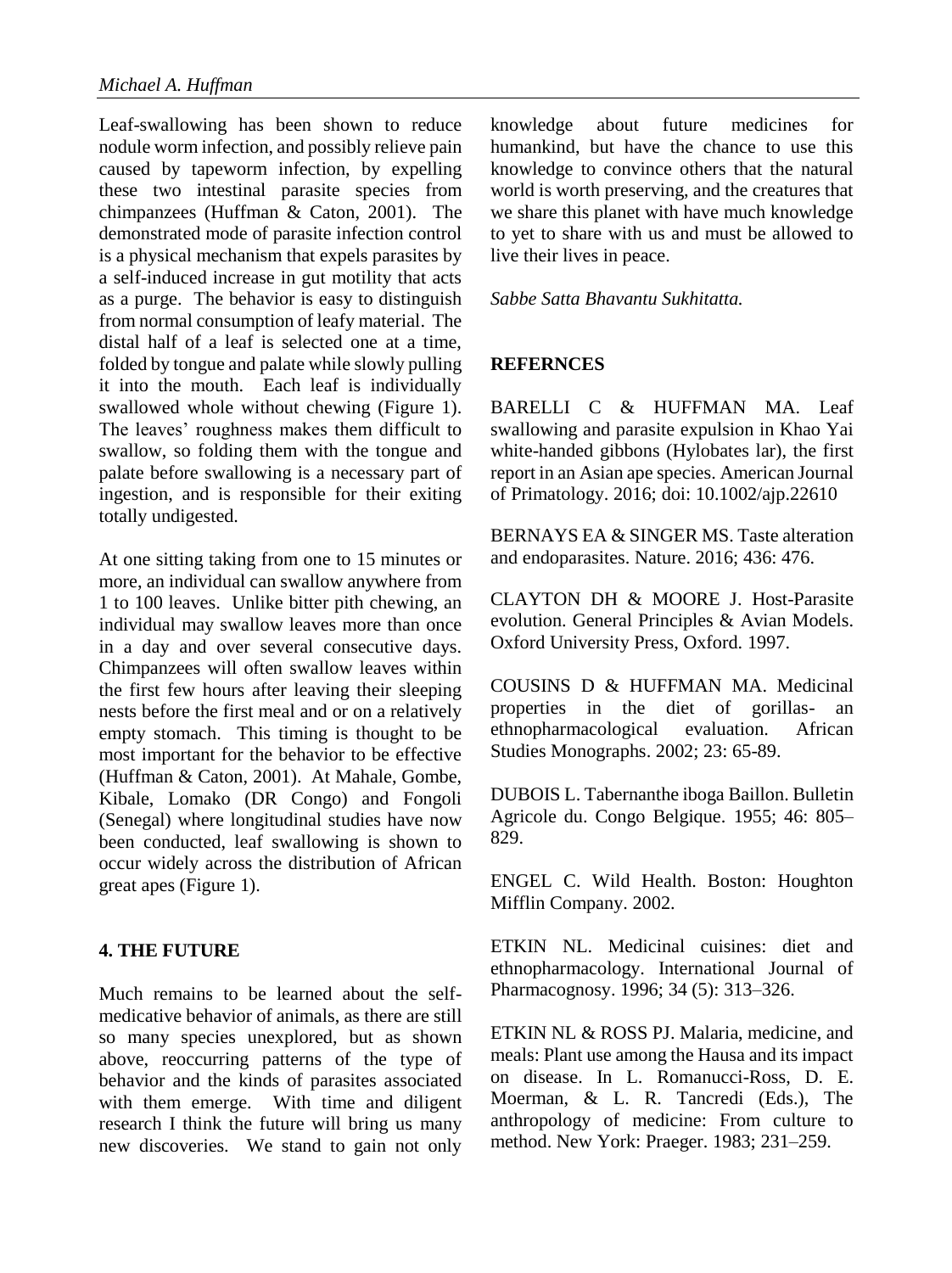Leaf-swallowing has been shown to reduce nodule worm infection, and possibly relieve pain caused by tapeworm infection, by expelling these two intestinal parasite species from chimpanzees (Huffman & Caton, 2001). The demonstrated mode of parasite infection control is a physical mechanism that expels parasites by a self-induced increase in gut motility that acts as a purge. The behavior is easy to distinguish from normal consumption of leafy material. The distal half of a leaf is selected one at a time, folded by tongue and palate while slowly pulling it into the mouth. Each leaf is individually swallowed whole without chewing (Figure 1). The leaves' roughness makes them difficult to swallow, so folding them with the tongue and palate before swallowing is a necessary part of ingestion, and is responsible for their exiting totally undigested.

At one sitting taking from one to 15 minutes or more, an individual can swallow anywhere from 1 to 100 leaves. Unlike bitter pith chewing, an individual may swallow leaves more than once in a day and over several consecutive days. Chimpanzees will often swallow leaves within the first few hours after leaving their sleeping nests before the first meal and or on a relatively empty stomach. This timing is thought to be most important for the behavior to be effective (Huffman & Caton, 2001). At Mahale, Gombe, Kibale, Lomako (DR Congo) and Fongoli (Senegal) where longitudinal studies have now been conducted, leaf swallowing is shown to occur widely across the distribution of African great apes (Figure 1).

## 4. THE FUTURE

Much remains to be learned about the self-medicative behavior of animals, as there are still so many species unexplored, but as shown above, reoccurring patterns of the type of behavior and the kinds of parasites associated with them emerge. With time and diligent research I think the future will bring us many new discoveries. We stand to gain not only knowledge about future medicines for humankind, but have the chance to use this knowledge to convince others that the natural world is worth preserving, and the creatures that we share this planet with have much knowledge to yet to share with us and must be allowed to live their lives in peace.

*Sabbe Satta Bhavantu Sukhitatta.*

## REFERNCES

BARELLI C & HUFFMAN MA. Leaf swallowing and parasite expulsion in Khao Yai white-handed gibbons (Hylobates lar), the first report in an Asian ape species. American Journal of Primatology. 2016; doi: 10.1002/ajp.22610

BERNAYS EA & SINGER MS. Taste alteration and endoparasites. Nature. 2016; 436: 476.

CLAYTON DH & MOORE J. Host-Parasite evolution. General Principles & Avian Models. Oxford University Press, Oxford. 1997.

COUSINS D & HUFFMAN MA. Medicinal properties in the diet of gorillas- an ethnopharmacological evaluation. African Studies Monographs. 2002; 23: 65-89.

DUBOIS L. Tabernanthe iboga Baillon. Bulletin Agricole du. Congo Belgique. 1955; 46: 805–829.

ENGEL C. Wild Health. Boston: Houghton Mifflin Company. 2002.

ETKIN NL. Medicinal cuisines: diet and ethnopharmacology. International Journal of Pharmacognosy. 1996; 34 (5): 313–326.

ETKIN NL & ROSS PJ. Malaria, medicine, and meals: Plant use among the Hausa and its impact on disease. In L. Romanucci-Ross, D. E. Moerman, & L. R. Tancredi (Eds.), The anthropology of medicine: From culture to method. New York: Praeger. 1983; 231–259.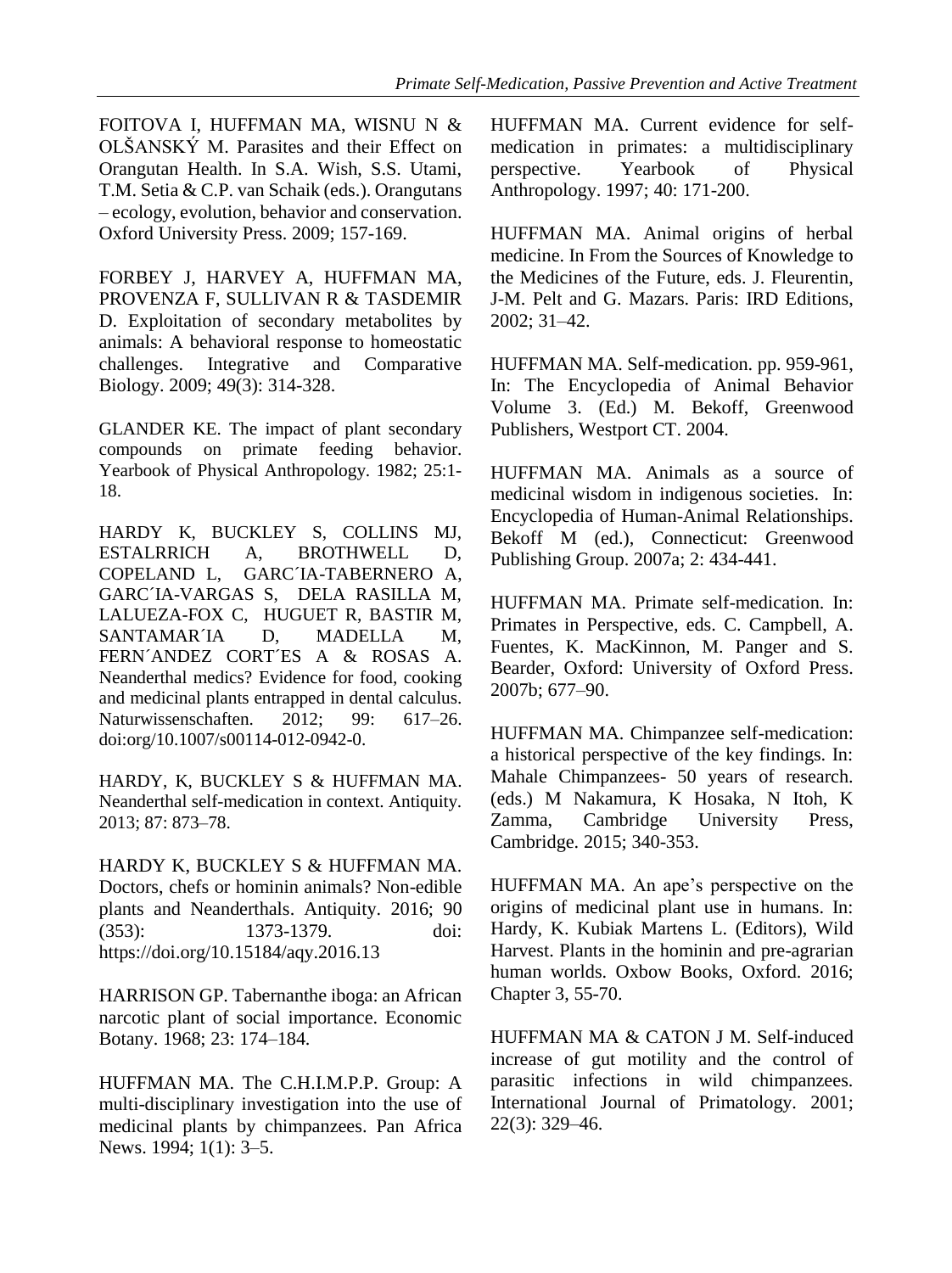FOITOVA I, HUFFMAN MA, WISNU N & OLŠANSKÝ M. Parasites and their Effect on Orangutan Health. In S.A. Wish, S.S. Utami, T.M. Setia & C.P. van Schaik (eds.). Orangutans – ecology, evolution, behavior and conservation. Oxford University Press. 2009; 157-169.

FORBEY J, HARVEY A, HUFFMAN MA, PROVENZA F, SULLIVAN R & TASDEMIR D. Exploitation of secondary metabolites by animals: A behavioral response to homeostatic challenges. Integrative and Comparative Biology. 2009; 49(3): 314-328.

GLANDER KE. The impact of plant secondary compounds on primate feeding behavior. Yearbook of Physical Anthropology. 1982; 25:1-18.

HARDY K, BUCKLEY S, COLLINS MJ, ESTALRRICH A, BROTHWELL D, COPELAND L, GARC´IA-TABERNERO A, GARC´IA-VARGAS S, DELA RASILLA M, LALUEZA-FOX C, HUGUET R, BASTIR M, SANTAMAR´IA D, MADELLA M, FERN´ANDEZ CORT´ES A & ROSAS A. Neanderthal medics? Evidence for food, cooking and medicinal plants entrapped in dental calculus. Naturwissenschaften. 2012; 99: 617–26. doi:org/10.1007/s00114-012-0942-0.

HARDY, K, BUCKLEY S & HUFFMAN MA. Neanderthal self-medication in context. Antiquity. 2013; 87: 873–78.

HARDY K, BUCKLEY S & HUFFMAN MA. Doctors, chefs or hominin animals? Non-edible plants and Neanderthals. Antiquity. 2016; 90 (353): 1373-1379. doi: https://doi.org/10.15184/aqy.2016.13

HARRISON GP. Tabernanthe iboga: an African narcotic plant of social importance. Economic Botany. 1968; 23: 174–184.

HUFFMAN MA. The C.H.I.M.P.P. Group: A multi-disciplinary investigation into the use of medicinal plants by chimpanzees. Pan Africa News. 1994; 1(1): 3–5.

HUFFMAN MA. Current evidence for self-medication in primates: a multidisciplinary perspective. Yearbook of Physical Anthropology. 1997; 40: 171-200.

HUFFMAN MA. Animal origins of herbal medicine. In From the Sources of Knowledge to the Medicines of the Future, eds. J. Fleurentin, J-M. Pelt and G. Mazars. Paris: IRD Editions, 2002; 31–42.

HUFFMAN MA. Self-medication. pp. 959-961, In: The Encyclopedia of Animal Behavior Volume 3. (Ed.) M. Bekoff, Greenwood Publishers, Westport CT. 2004.

HUFFMAN MA. Animals as a source of medicinal wisdom in indigenous societies. In: Encyclopedia of Human-Animal Relationships. Bekoff M (ed.), Connecticut: Greenwood Publishing Group. 2007a; 2: 434-441.

HUFFMAN MA. Primate self-medication. In: Primates in Perspective, eds. C. Campbell, A. Fuentes, K. MacKinnon, M. Panger and S. Bearder, Oxford: University of Oxford Press. 2007b; 677–90.

HUFFMAN MA. Chimpanzee self-medication: a historical perspective of the key findings. In: Mahale Chimpanzees- 50 years of research. (eds.) M Nakamura, K Hosaka, N Itoh, K Zamma, Cambridge University Press, Cambridge. 2015; 340-353.

HUFFMAN MA. An ape's perspective on the origins of medicinal plant use in humans. In: Hardy, K. Kubiak Martens L. (Editors), Wild Harvest. Plants in the hominin and pre-agrarian human worlds. Oxbow Books, Oxford. 2016; Chapter 3, 55-70.

HUFFMAN MA & CATON J M. Self-induced increase of gut motility and the control of parasitic infections in wild chimpanzees. International Journal of Primatology. 2001; 22(3): 329–46.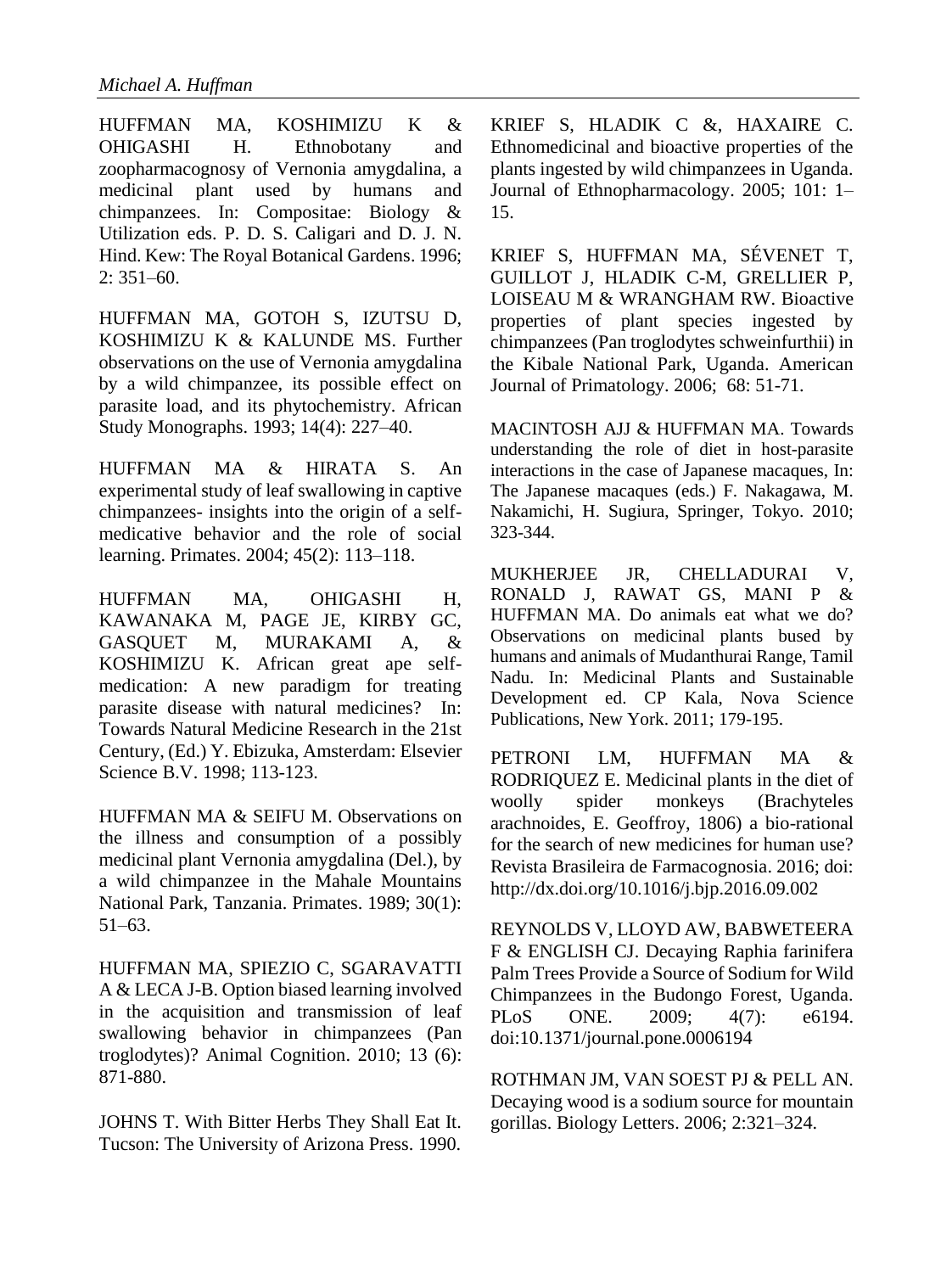HUFFMAN MA, KOSHIMIZU K & OHIGASHI H. Ethnobotany and zoopharmacognosy of Vernonia amygdalina, a medicinal plant used by humans and chimpanzees. In: Compositae: Biology & Utilization eds. P. D. S. Caligari and D. J. N. Hind. Kew: The Royal Botanical Gardens. 1996; 2: 351–60.

HUFFMAN MA, GOTOH S, IZUTSU D, KOSHIMIZU K & KALUNDE MS. Further observations on the use of Vernonia amygdalina by a wild chimpanzee, its possible effect on parasite load, and its phytochemistry. African Study Monographs. 1993; 14(4): 227–40.

HUFFMAN MA & HIRATA S. An experimental study of leaf swallowing in captive chimpanzees- insights into the origin of a self-medicative behavior and the role of social learning. Primates. 2004; 45(2): 113–118.

HUFFMAN MA, OHIGASHI H, KAWANAKA M, PAGE JE, KIRBY GC, GASQUET M, MURAKAMI A, & KOSHIMIZU K. African great ape self-medication: A new paradigm for treating parasite disease with natural medicines? In: Towards Natural Medicine Research in the 21st Century, (Ed.) Y. Ebizuka, Amsterdam: Elsevier Science B.V. 1998; 113-123.

HUFFMAN MA & SEIFU M. Observations on the illness and consumption of a possibly medicinal plant Vernonia amygdalina (Del.), by a wild chimpanzee in the Mahale Mountains National Park, Tanzania. Primates. 1989; 30(1): 51–63.

HUFFMAN MA, SPIEZIO C, SGARAVATTI A & LECA J-B. Option biased learning involved in the acquisition and transmission of leaf swallowing behavior in chimpanzees (Pan troglodytes)? Animal Cognition. 2010; 13 (6): 871-880.

JOHNS T. With Bitter Herbs They Shall Eat It. Tucson: The University of Arizona Press. 1990.

KRIEF S, HLADIK C &, HAXAIRE C. Ethnomedicinal and bioactive properties of the plants ingested by wild chimpanzees in Uganda. Journal of Ethnopharmacology. 2005; 101: 1–15.

KRIEF S, HUFFMAN MA, SÉVENET T, GUILLOT J, HLADIK C-M, GRELLIER P, LOISEAU M & WRANGHAM RW. Bioactive properties of plant species ingested by chimpanzees (Pan troglodytes schweinfurthii) in the Kibale National Park, Uganda. American Journal of Primatology. 2006; 68: 51-71.

MACINTOSH AJJ & HUFFMAN MA. Towards understanding the role of diet in host-parasite interactions in the case of Japanese macaques, In: The Japanese macaques (eds.) F. Nakagawa, M. Nakamichi, H. Sugiura, Springer, Tokyo. 2010; 323-344.

MUKHERJEE JR, CHELLADURAI V, RONALD J, RAWAT GS, MANI P & HUFFMAN MA. Do animals eat what we do? Observations on medicinal plants bused by humans and animals of Mudanthurai Range, Tamil Nadu. In: Medicinal Plants and Sustainable Development ed. CP Kala, Nova Science Publications, New York. 2011; 179-195.

PETRONI LM, HUFFMAN MA & RODRIQUEZ E. Medicinal plants in the diet of woolly spider monkeys (Brachyteles arachnoides, E. Geoffroy, 1806) a bio-rational for the search of new medicines for human use? Revista Brasileira de Farmacognosia. 2016; doi: http://dx.doi.org/10.1016/j.bjp.2016.09.002

REYNOLDS V, LLOYD AW, BABWETEERA F & ENGLISH CJ. Decaying Raphia farinifera Palm Trees Provide a Source of Sodium for Wild Chimpanzees in the Budongo Forest, Uganda. PLoS ONE. 2009; 4(7): e6194. doi:10.1371/journal.pone.0006194

ROTHMAN JM, VAN SOEST PJ & PELL AN. Decaying wood is a sodium source for mountain gorillas. Biology Letters. 2006; 2:321–324.